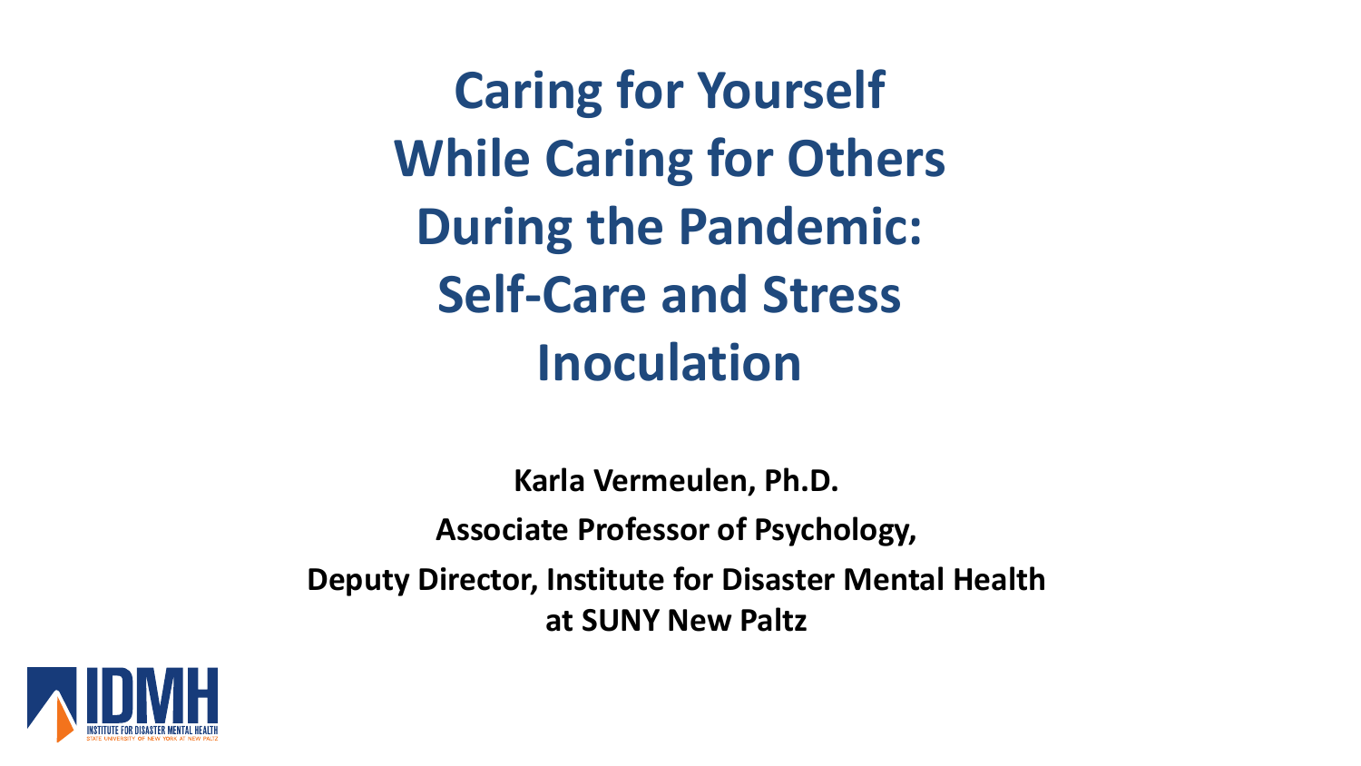# Caring for Yourself While Caring for Others During the Pandemic: Self-Care and Stress Inoculation

**Karla Vermeulen, Ph.D.**

**Associate Professor of Psychology,**

**Deputy Director, Institute for Disaster Mental Health at SUNY New Paltz**

IDMH
INSTITUTE FOR DISASTER MENTAL HEALTH
STATE UNIVERSITY OF NEW YORK AT NEW PALTZ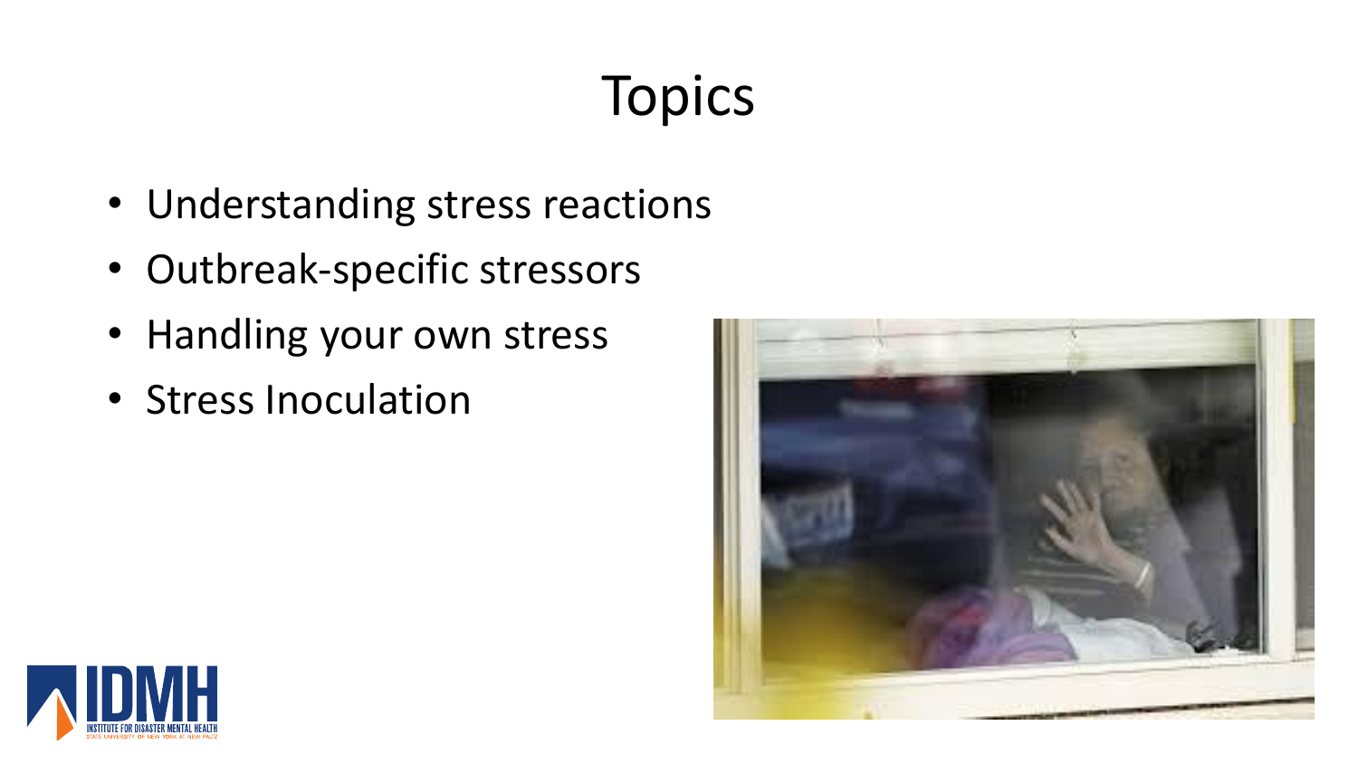# Topics

- Understanding stress reactions
- Outbreak-specific stressors
- Handling your own stress
- Stress Inoculation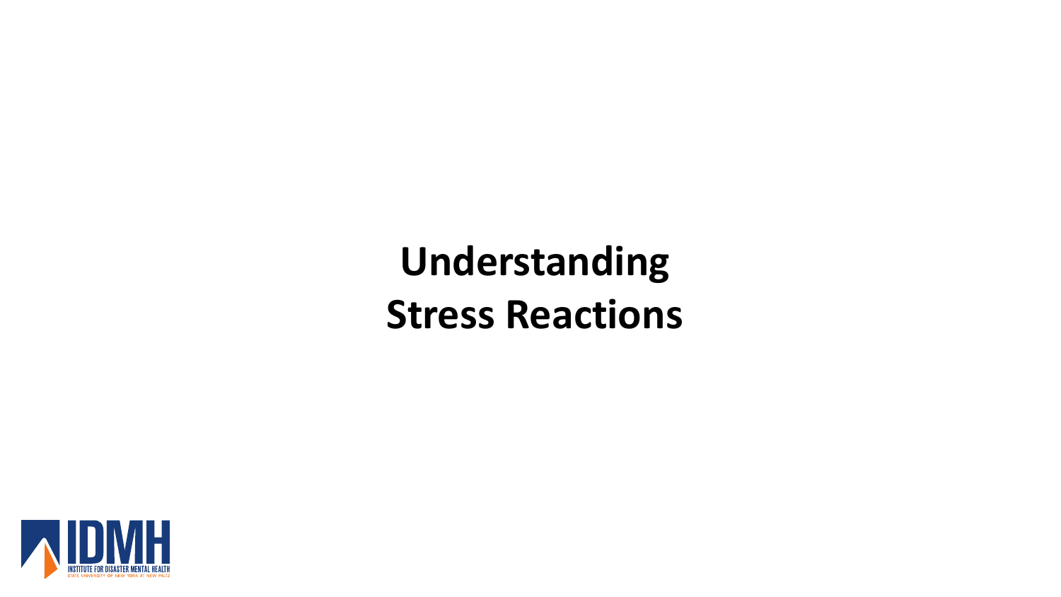# Understanding Stress Reactions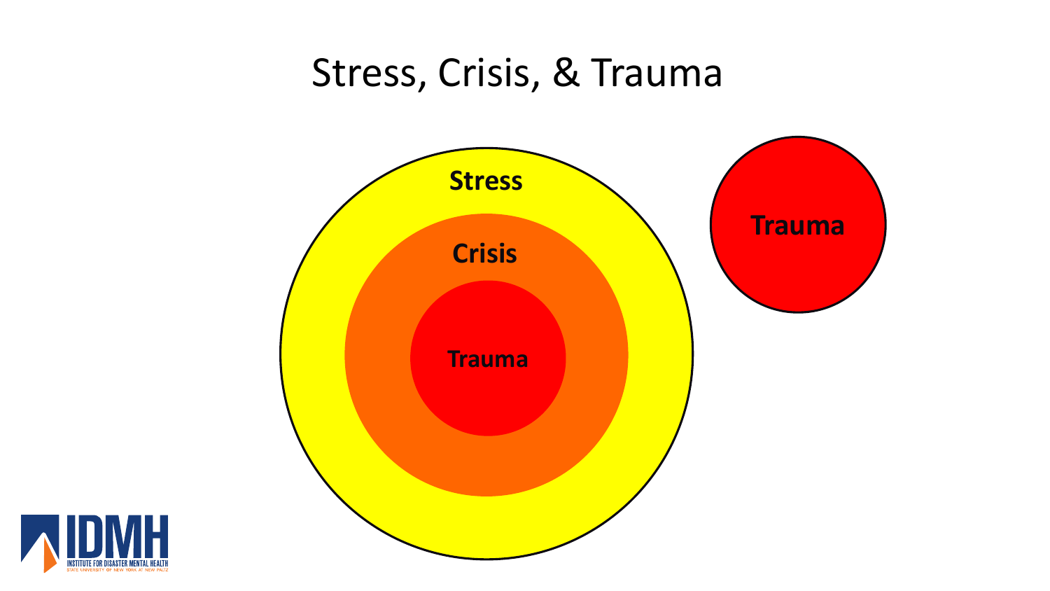# Stress, Crisis, & Trauma

Stress

Crisis

Trauma

Trauma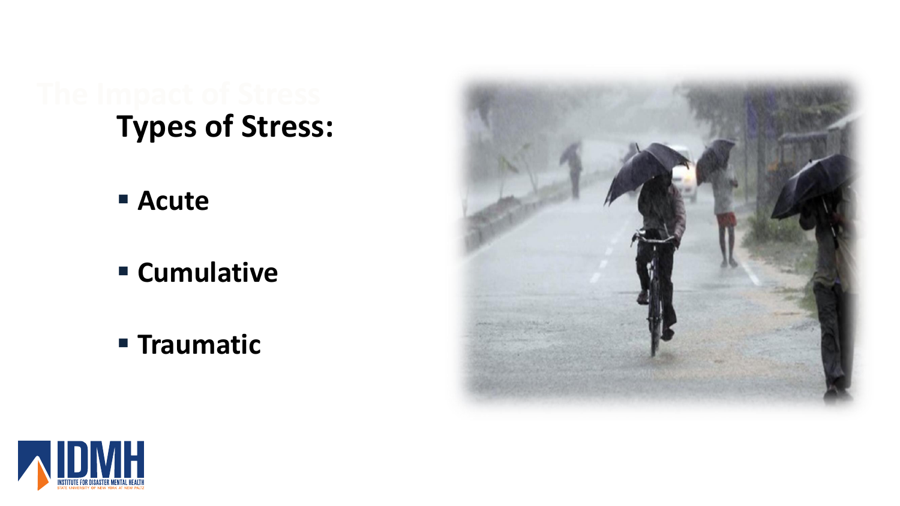## Types of Stress:

- **Acute**
- **Cumulative**
- **Traumatic**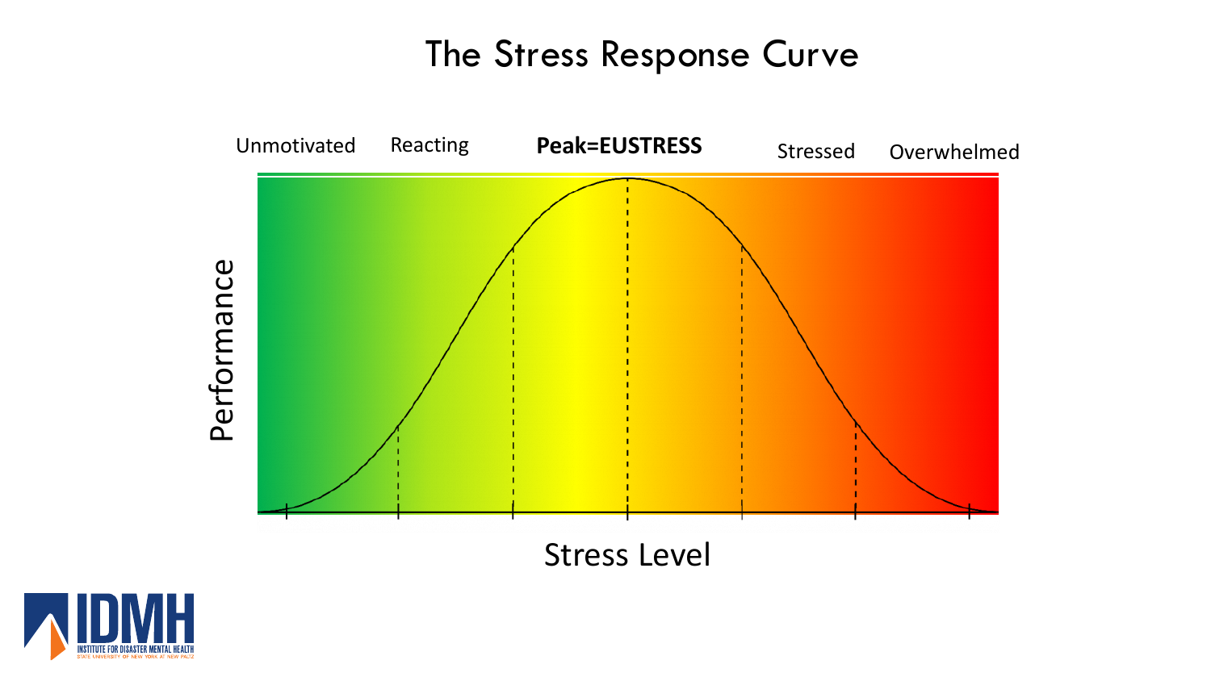# The Stress Response Curve

Unmotivated | Reacting | **Peak=EUSTRESS** | Stressed | Overwhelmed

Performance

Stress Level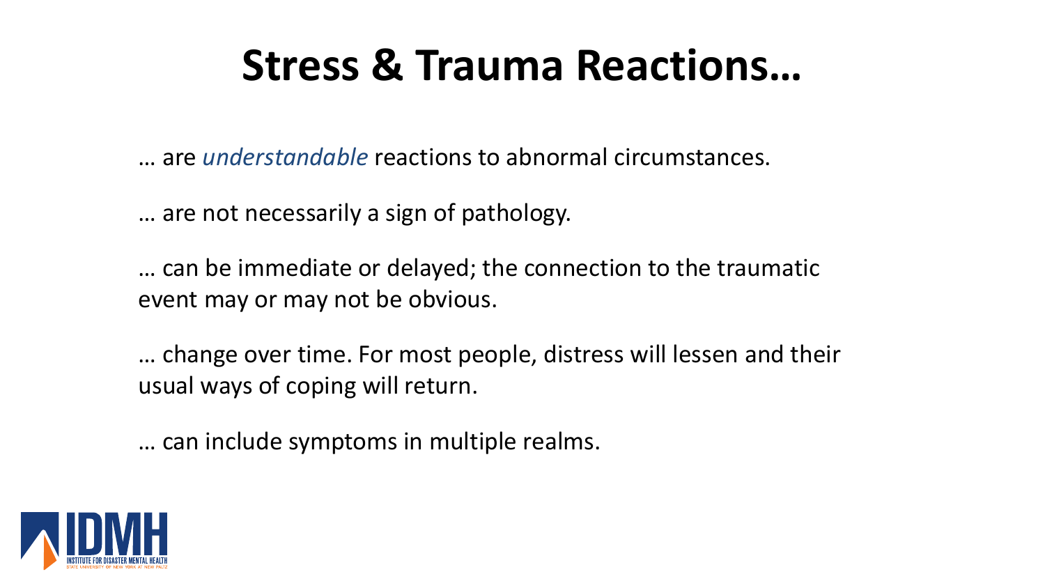# Stress & Trauma Reactions…

… are *understandable* reactions to abnormal circumstances.

… are not necessarily a sign of pathology.

… can be immediate or delayed; the connection to the traumatic event may or may not be obvious.

… change over time. For most people, distress will lessen and their usual ways of coping will return.

… can include symptoms in multiple realms.

IDMH
INSTITUTE FOR DISASTER MENTAL HEALTH
STATE UNIVERSITY OF NEW YORK AT NEW PALTZ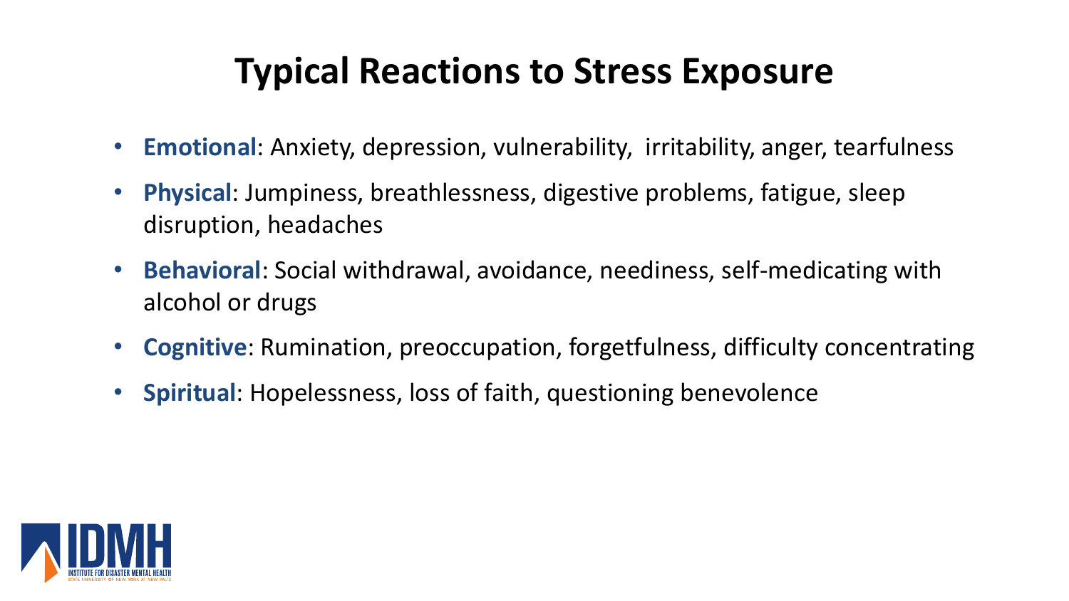# Typical Reactions to Stress Exposure

- **Emotional**: Anxiety, depression, vulnerability, irritability, anger, tearfulness
- **Physical**: Jumpiness, breathlessness, digestive problems, fatigue, sleep disruption, headaches
- **Behavioral**: Social withdrawal, avoidance, neediness, self-medicating with alcohol or drugs
- **Cognitive**: Rumination, preoccupation, forgetfulness, difficulty concentrating
- **Spiritual**: Hopelessness, loss of faith, questioning benevolence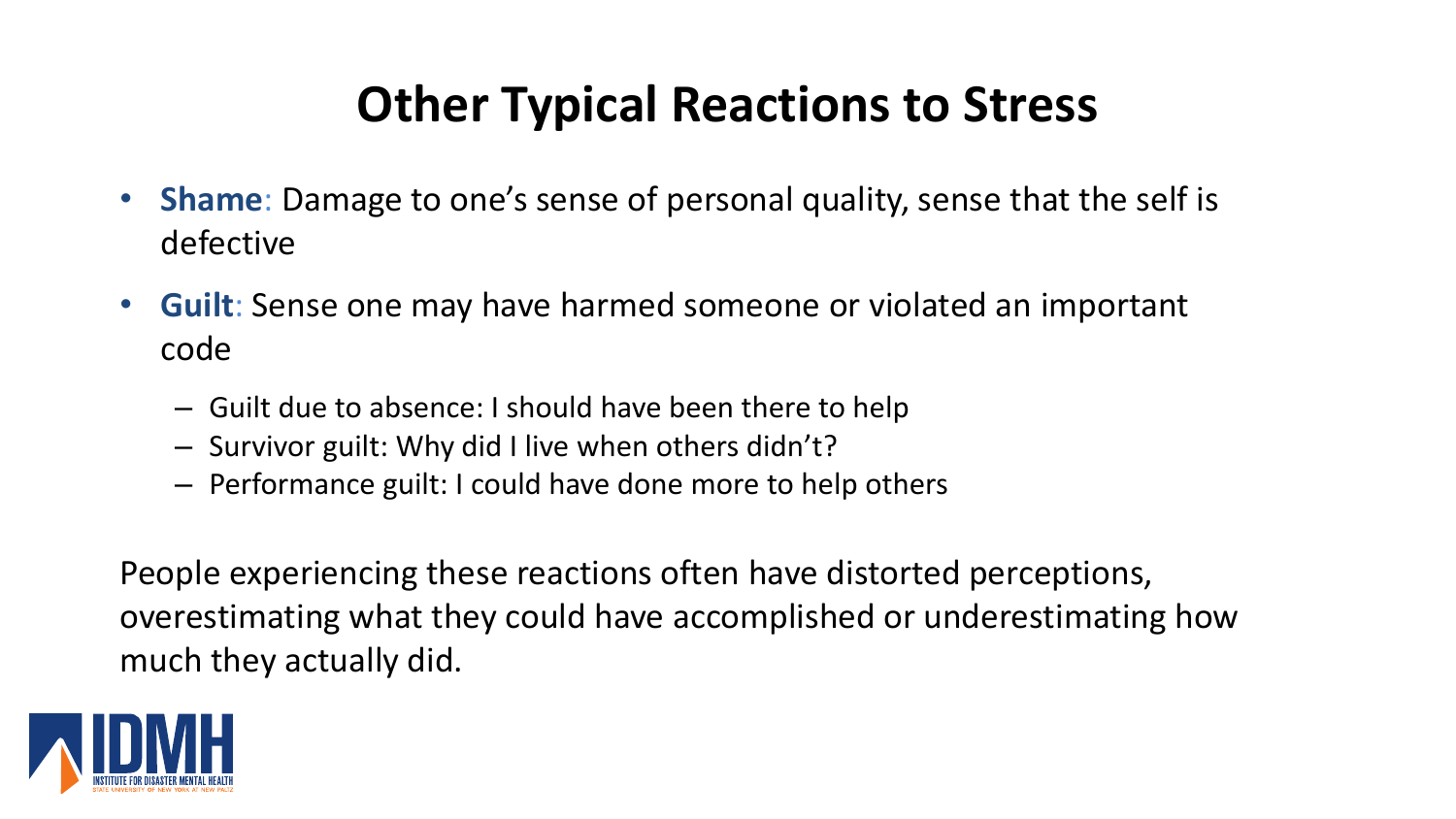# Other Typical Reactions to Stress

- **Shame**: Damage to one's sense of personal quality, sense that the self is defective
- **Guilt**: Sense one may have harmed someone or violated an important code
  - Guilt due to absence: I should have been there to help
  - Survivor guilt: Why did I live when others didn't?
  - Performance guilt: I could have done more to help others

People experiencing these reactions often have distorted perceptions, overestimating what they could have accomplished or underestimating how much they actually did.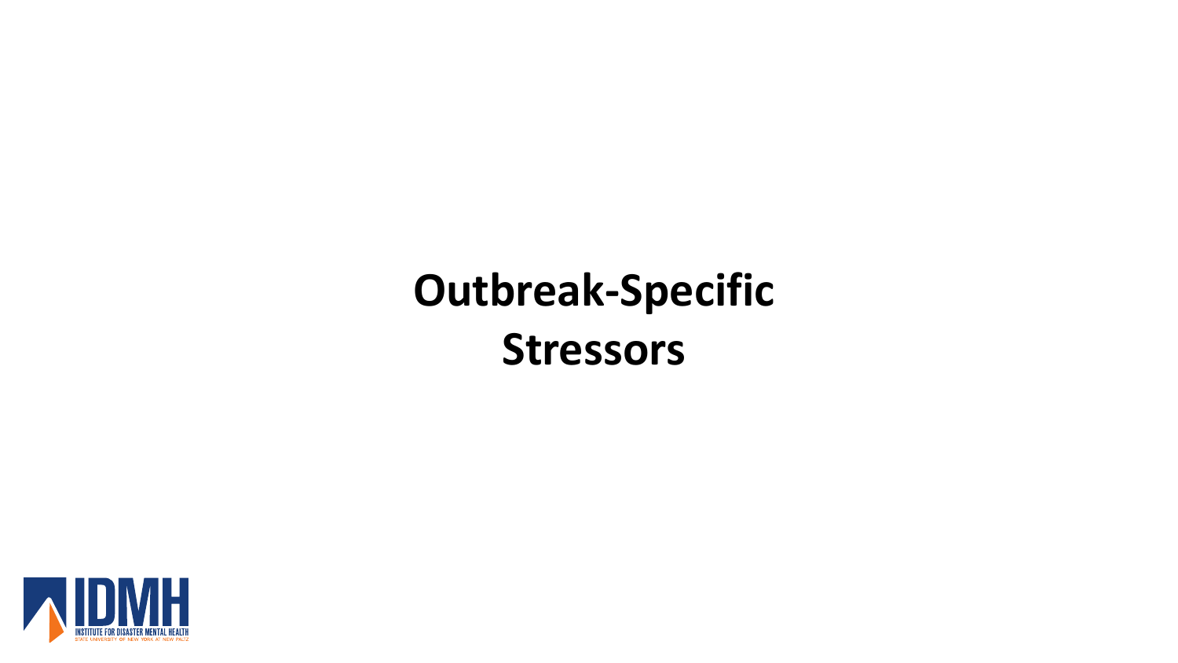# Outbreak-Specific Stressors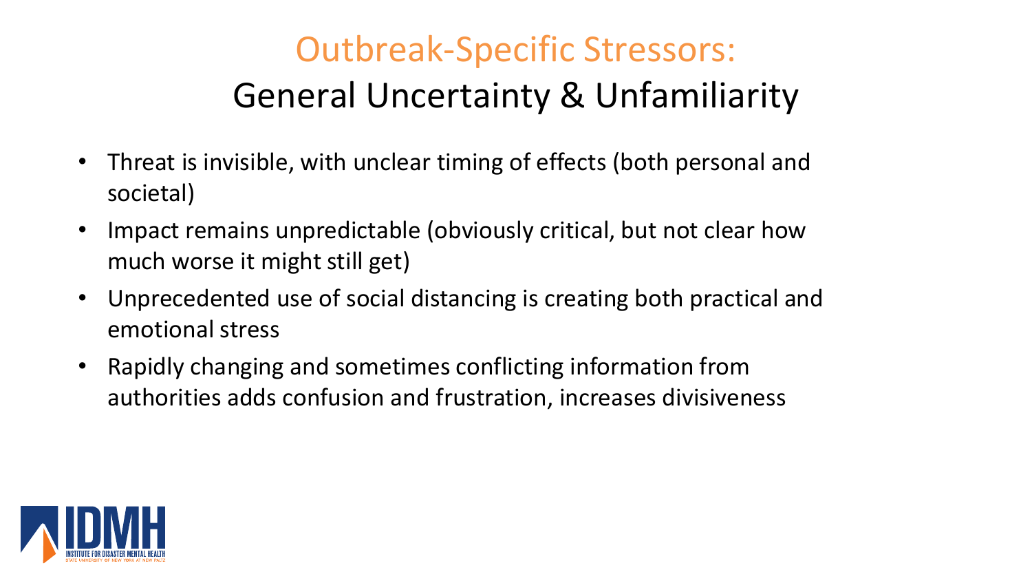# Outbreak-Specific Stressors:

## General Uncertainty & Unfamiliarity

- Threat is invisible, with unclear timing of effects (both personal and societal)
- Impact remains unpredictable (obviously critical, but not clear how much worse it might still get)
- Unprecedented use of social distancing is creating both practical and emotional stress
- Rapidly changing and sometimes conflicting information from authorities adds confusion and frustration, increases divisiveness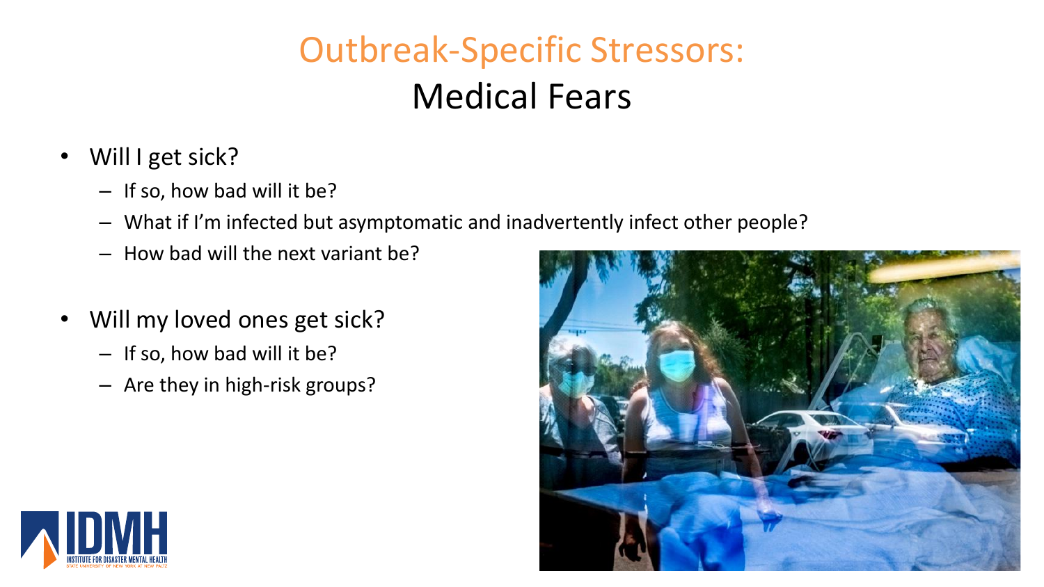# Outbreak-Specific Stressors:

## Medical Fears

- Will I get sick?
  - If so, how bad will it be?
  - What if I'm infected but asymptomatic and inadvertently infect other people?
  - How bad will the next variant be?
- Will my loved ones get sick?
  - If so, how bad will it be?
  - Are they in high-risk groups?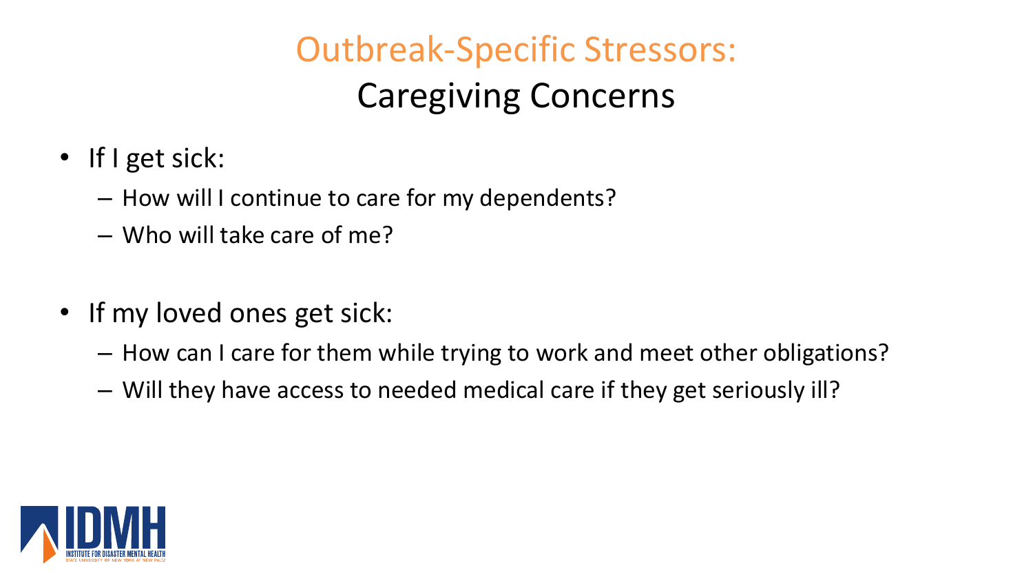# Outbreak-Specific Stressors:

## Caregiving Concerns

- If I get sick:
  - How will I continue to care for my dependents?
  - Who will take care of me?
- If my loved ones get sick:
  - How can I care for them while trying to work and meet other obligations?
  - Will they have access to needed medical care if they get seriously ill?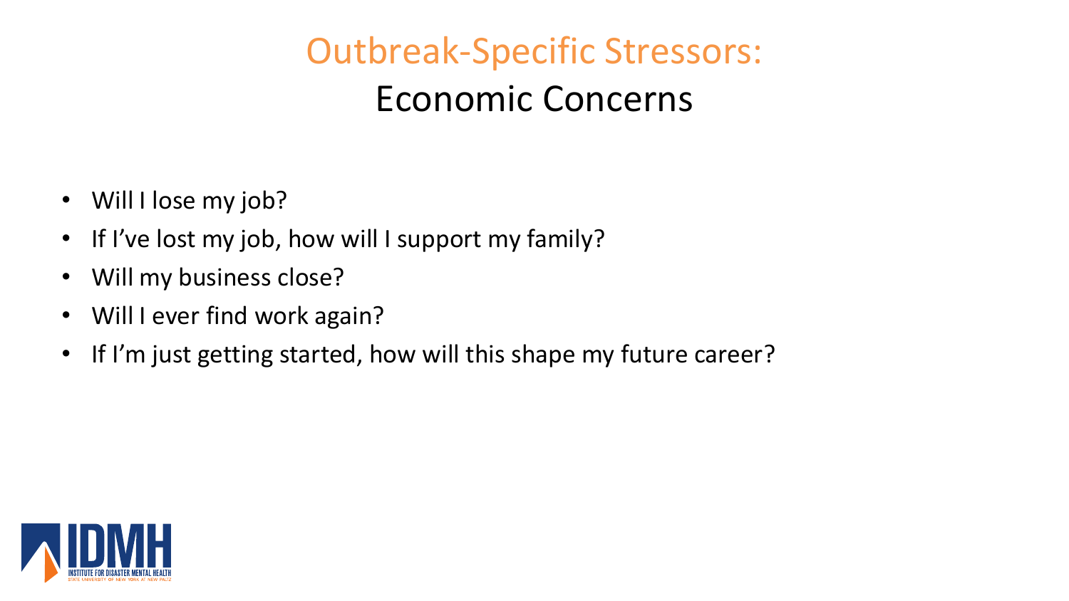# Outbreak-Specific Stressors:

## Economic Concerns

- Will I lose my job?
- If I've lost my job, how will I support my family?
- Will my business close?
- Will I ever find work again?
- If I'm just getting started, how will this shape my future career?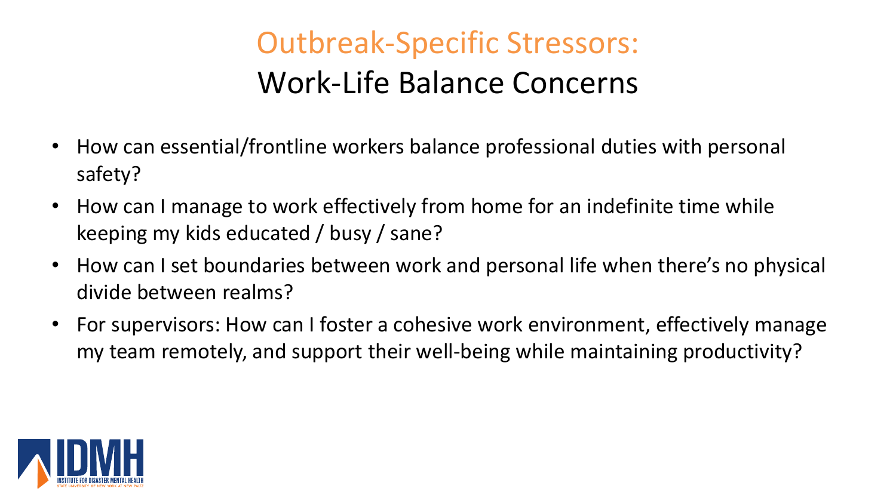# Outbreak-Specific Stressors:
## Work-Life Balance Concerns

- How can essential/frontline workers balance professional duties with personal safety?
- How can I manage to work effectively from home for an indefinite time while keeping my kids educated / busy / sane?
- How can I set boundaries between work and personal life when there's no physical divide between realms?
- For supervisors: How can I foster a cohesive work environment, effectively manage my team remotely, and support their well-being while maintaining productivity?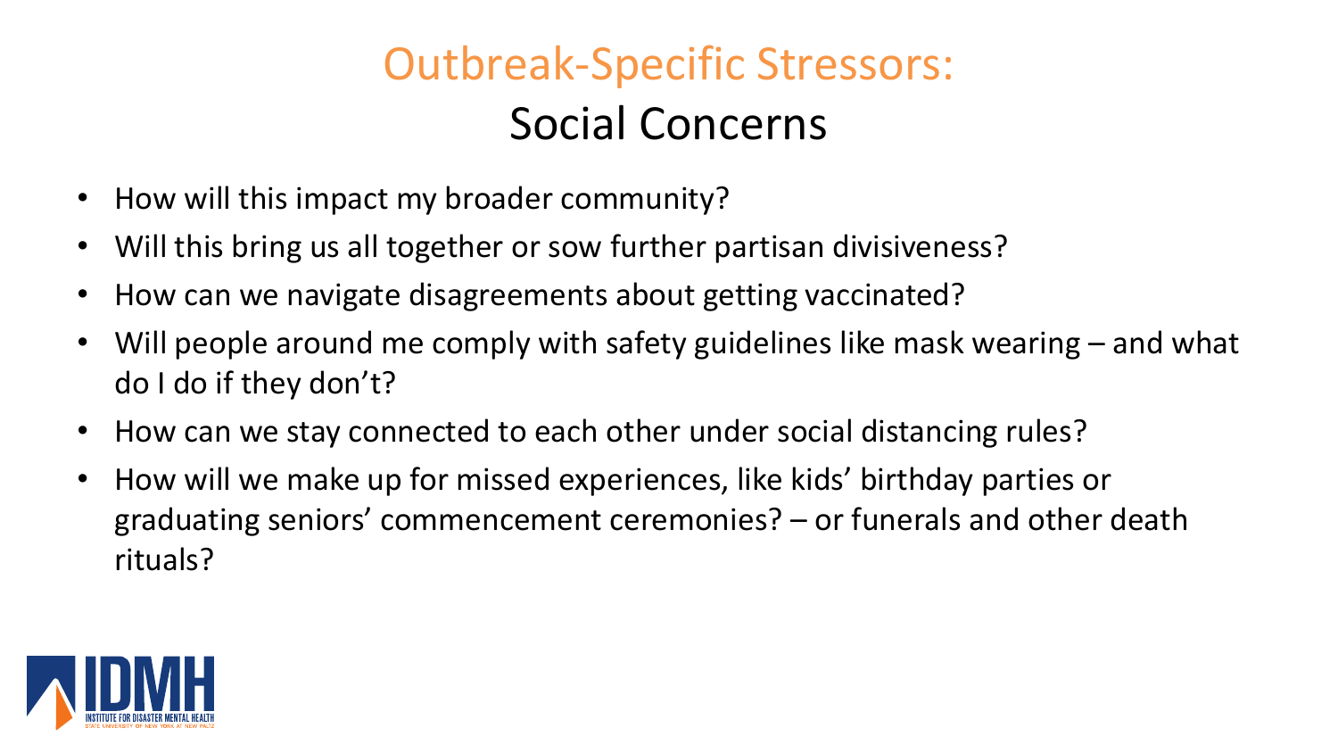## Outbreak-Specific Stressors:
## Social Concerns

- How will this impact my broader community?
- Will this bring us all together or sow further partisan divisiveness?
- How can we navigate disagreements about getting vaccinated?
- Will people around me comply with safety guidelines like mask wearing – and what do I do if they don't?
- How can we stay connected to each other under social distancing rules?
- How will we make up for missed experiences, like kids' birthday parties or graduating seniors' commencement ceremonies? – or funerals and other death rituals?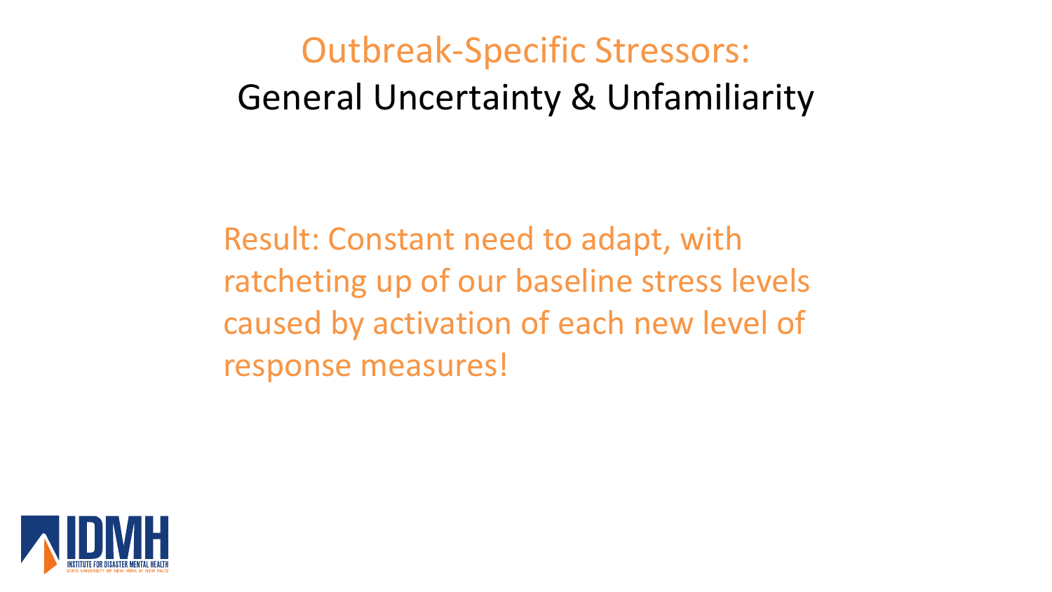# Outbreak-Specific Stressors:
## General Uncertainty & Unfamiliarity

Result: Constant need to adapt, with ratcheting up of our baseline stress levels caused by activation of each new level of response measures!

IDMH
INSTITUTE FOR DISASTER MENTAL HEALTH
STATE UNIVERSITY OF NEW YORK AT NEW PALTZ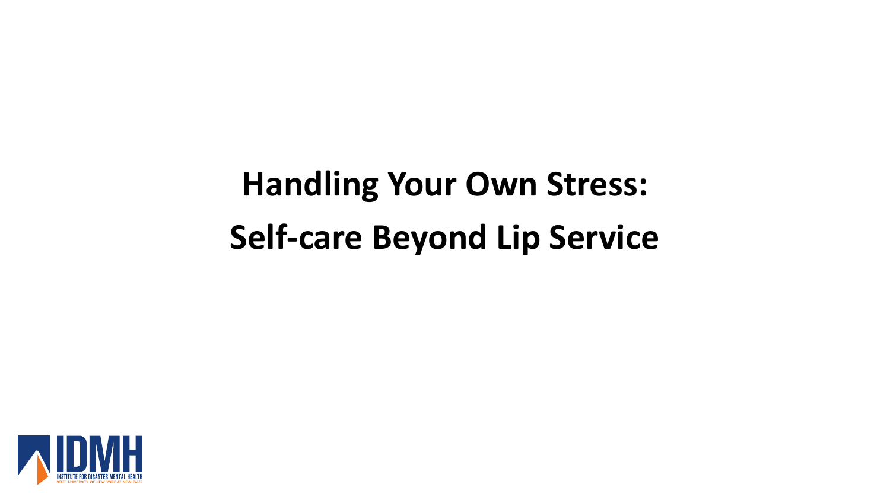# Handling Your Own Stress: Self-care Beyond Lip Service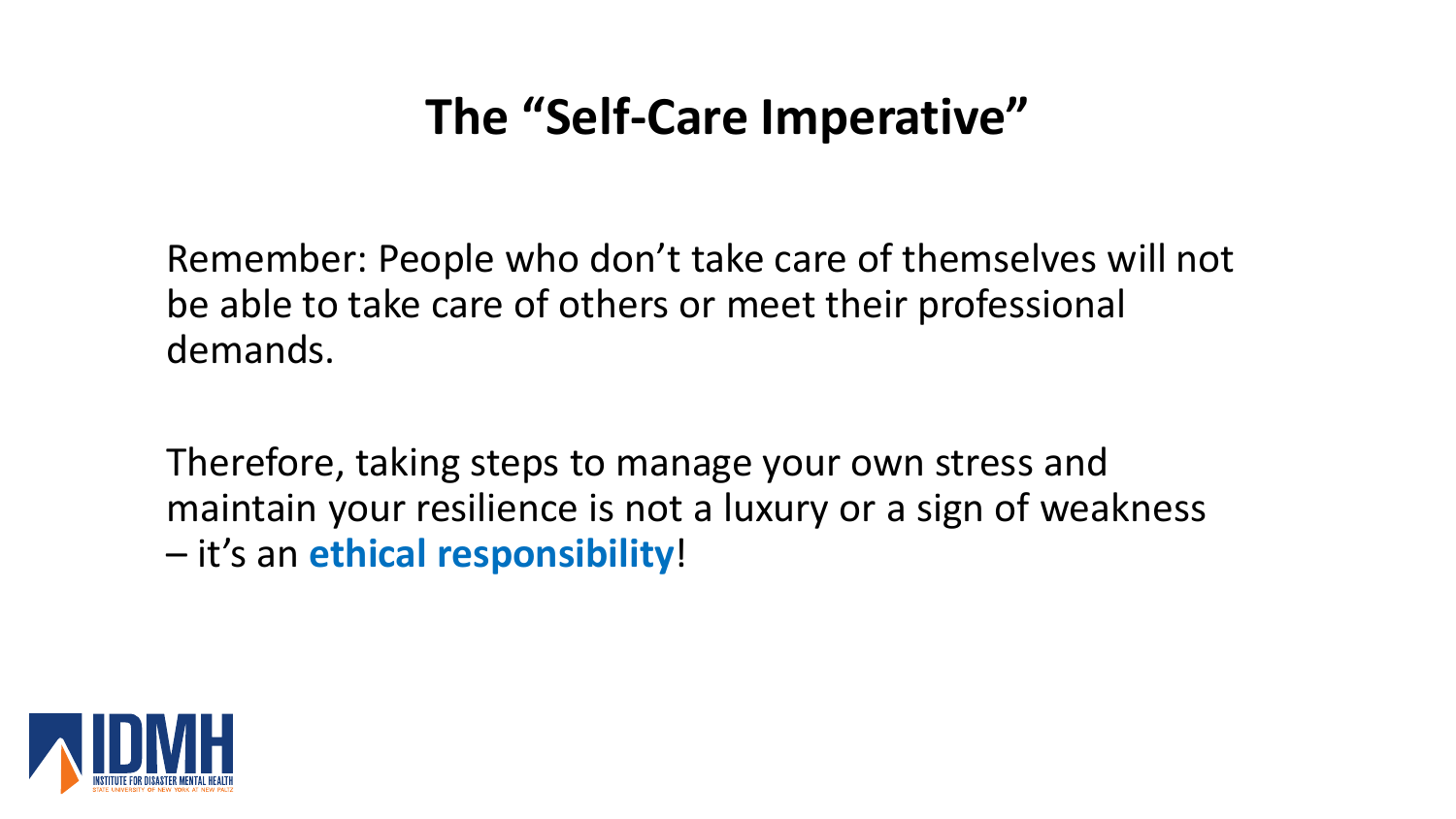# The "Self-Care Imperative"

Remember: People who don't take care of themselves will not be able to take care of others or meet their professional demands.

Therefore, taking steps to manage your own stress and maintain your resilience is not a luxury or a sign of weakness – it's an **ethical responsibility**!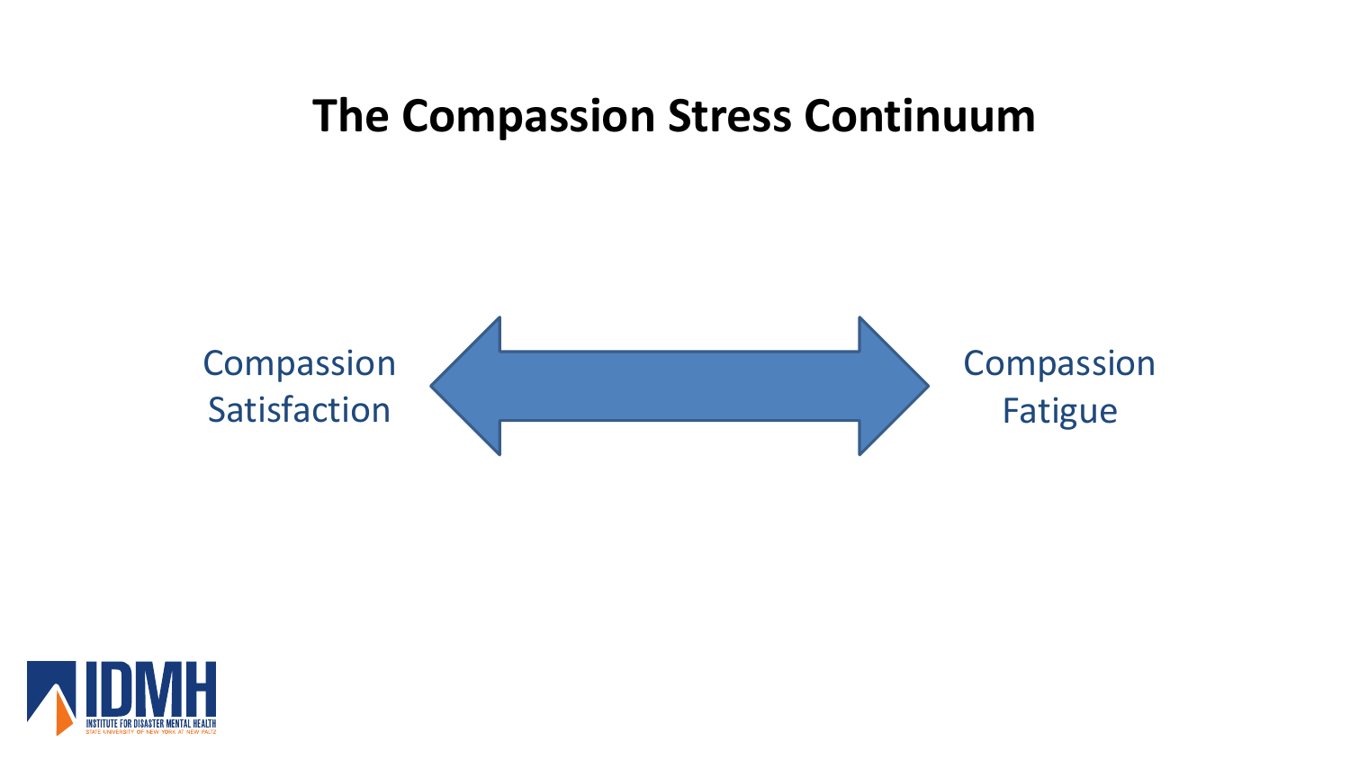# The Compassion Stress Continuum

Compassion Satisfaction ⟷ Compassion Fatigue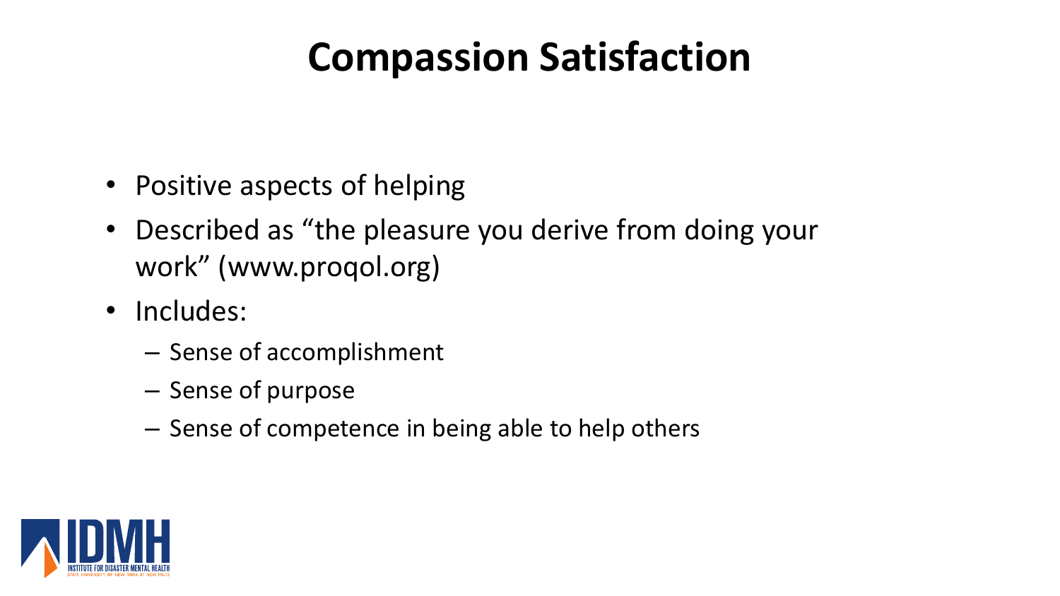# Compassion Satisfaction

- Positive aspects of helping
- Described as "the pleasure you derive from doing your work" (www.proqol.org)
- Includes:
  - Sense of accomplishment
  - Sense of purpose
  - Sense of competence in being able to help others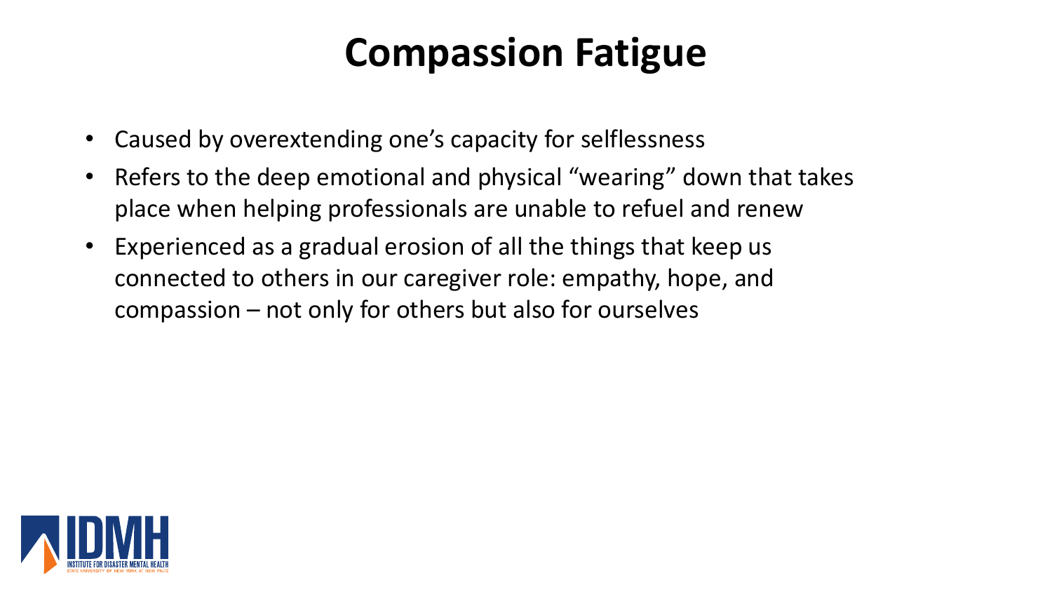# Compassion Fatigue

- Caused by overextending one’s capacity for selflessness
- Refers to the deep emotional and physical “wearing” down that takes place when helping professionals are unable to refuel and renew
- Experienced as a gradual erosion of all the things that keep us connected to others in our caregiver role: empathy, hope, and compassion – not only for others but also for ourselves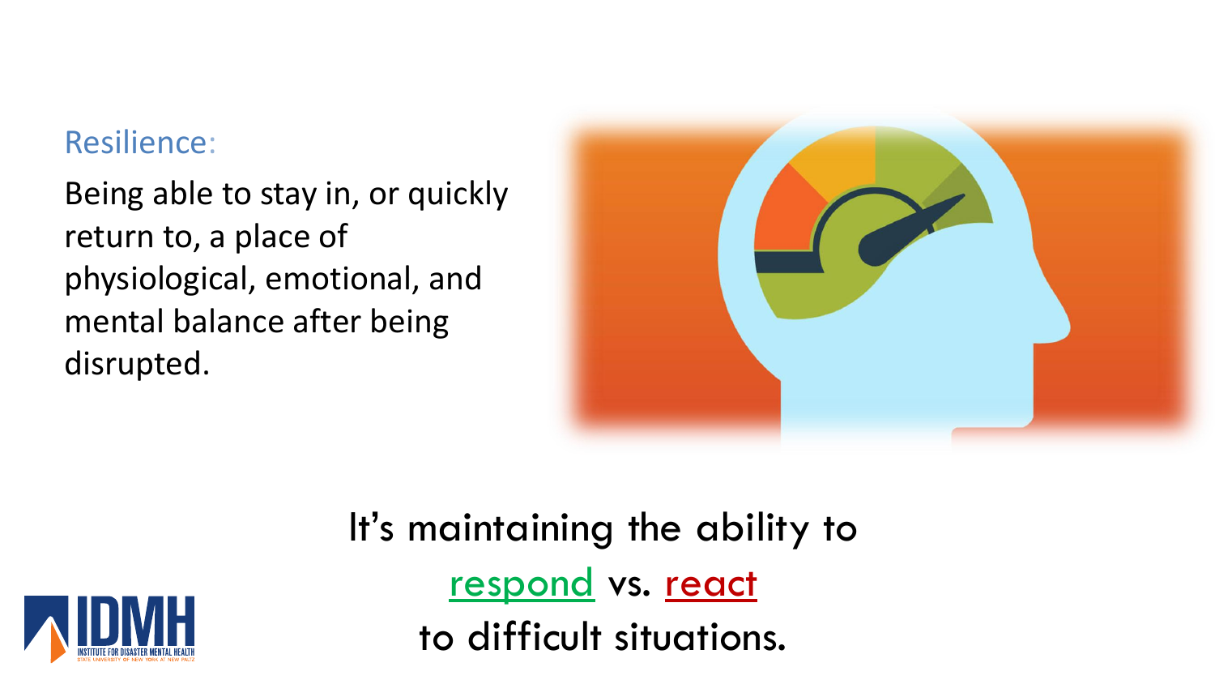## Resilience:

Being able to stay in, or quickly return to, a place of physiological, emotional, and mental balance after being disrupted.

It's maintaining the ability to

respond vs. react

to difficult situations.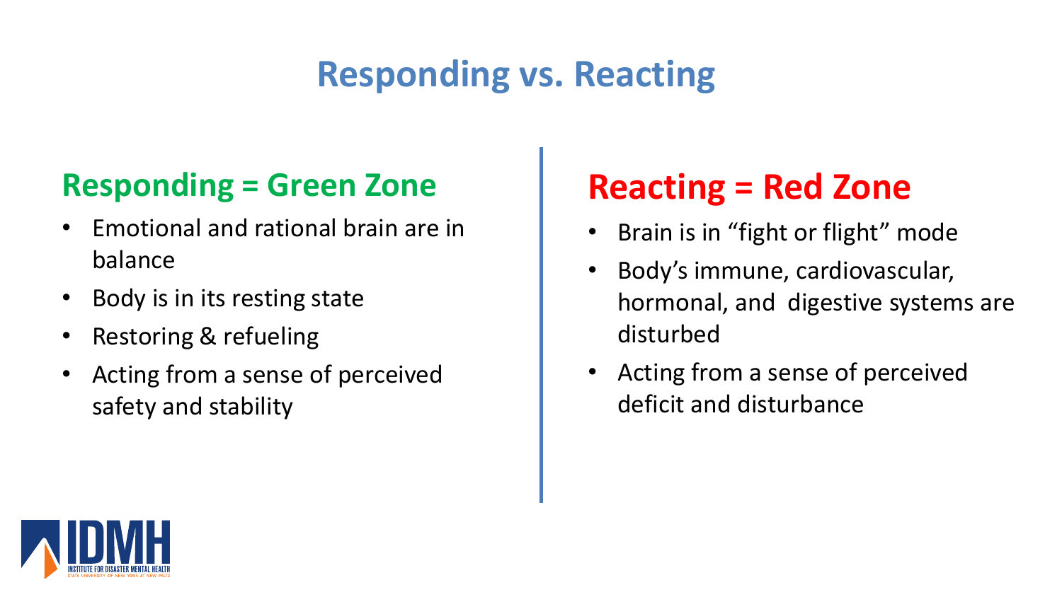# Responding vs. Reacting

## Responding = Green Zone

- Emotional and rational brain are in balance
- Body is in its resting state
- Restoring & refueling
- Acting from a sense of perceived safety and stability

## Reacting = Red Zone

- Brain is in "fight or flight" mode
- Body's immune, cardiovascular, hormonal, and digestive systems are disturbed
- Acting from a sense of perceived deficit and disturbance

IDMH
INSTITUTE FOR DISASTER MENTAL HEALTH
STATE UNIVERSITY OF NEW YORK AT NEW PALTZ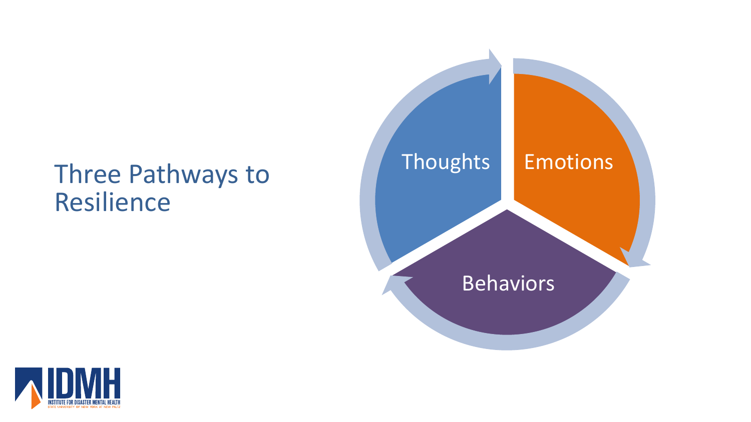# Three Pathways to Resilience

Thoughts

Emotions

Behaviors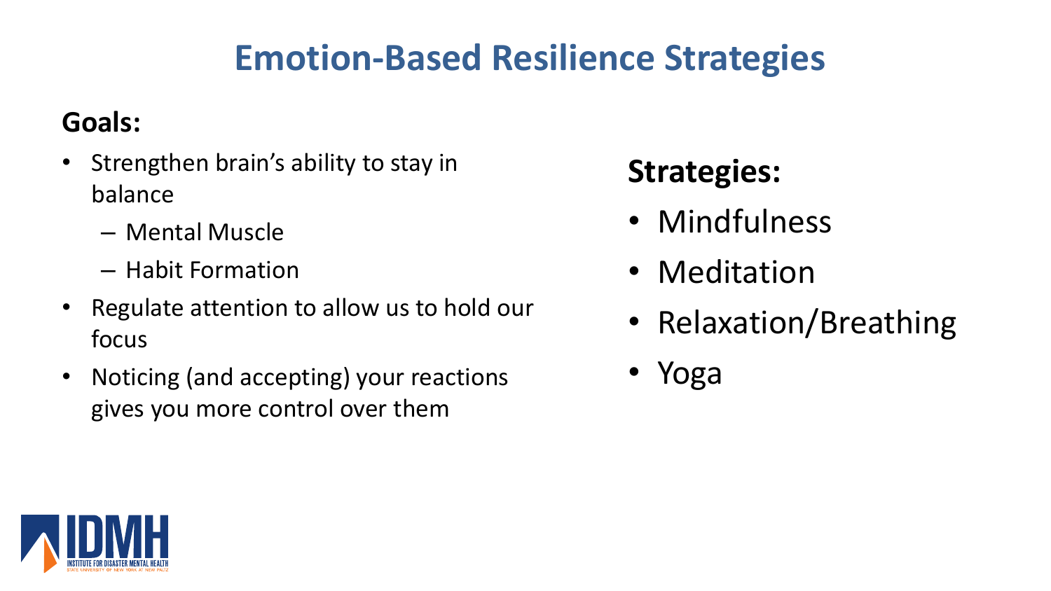# Emotion-Based Resilience Strategies

**Goals:**

- Strengthen brain's ability to stay in balance
  - Mental Muscle
  - Habit Formation
- Regulate attention to allow us to hold our focus
- Noticing (and accepting) your reactions gives you more control over them

**Strategies:**

- Mindfulness
- Meditation
- Relaxation/Breathing
- Yoga

IDMH
INSTITUTE FOR DISASTER MENTAL HEALTH
STATE UNIVERSITY OF NEW YORK AT NEW PALTZ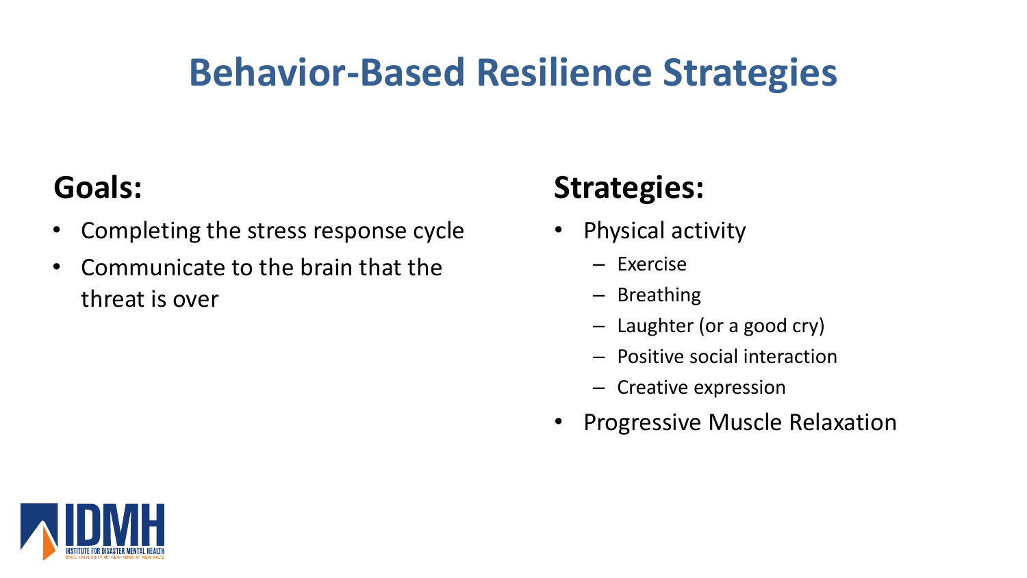# Behavior-Based Resilience Strategies

## Goals:

- Completing the stress response cycle
- Communicate to the brain that the threat is over

## Strategies:

- Physical activity
  - Exercise
  - Breathing
  - Laughter (or a good cry)
  - Positive social interaction
  - Creative expression
- Progressive Muscle Relaxation

IDMH
INSTITUTE FOR DISASTER MENTAL HEALTH
STATE UNIVERSITY OF NEW YORK AT NEW PALTZ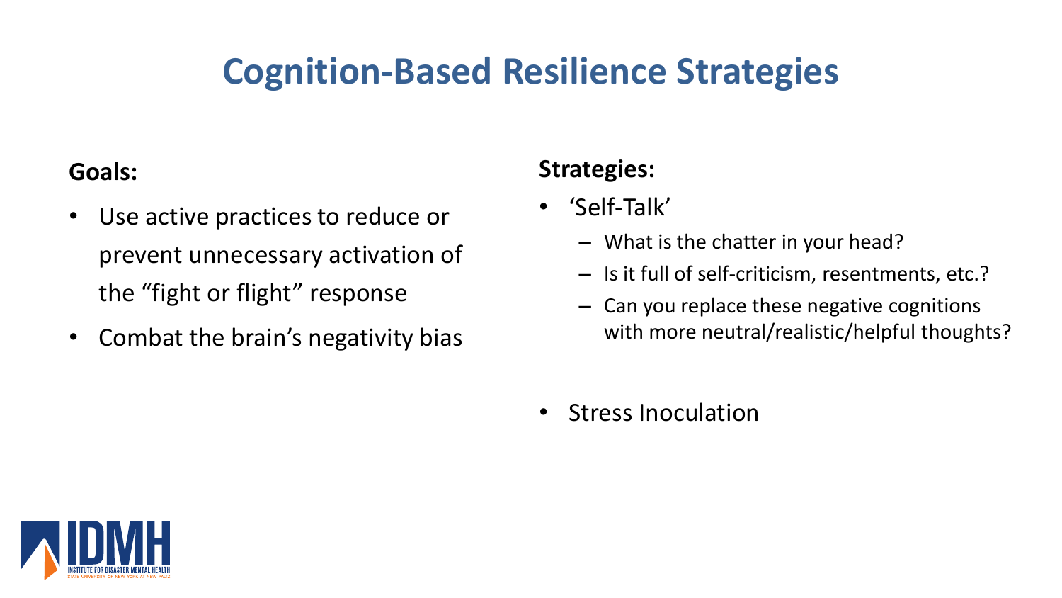# Cognition-Based Resilience Strategies

**Goals:**

- Use active practices to reduce or prevent unnecessary activation of the "fight or flight" response
- Combat the brain's negativity bias

**Strategies:**

- 'Self-Talk'
  - What is the chatter in your head?
  - Is it full of self-criticism, resentments, etc.?
  - Can you replace these negative cognitions with more neutral/realistic/helpful thoughts?
- Stress Inoculation

IDMH
INSTITUTE FOR DISASTER MENTAL HEALTH
STATE UNIVERSITY OF NEW YORK AT NEW PALTZ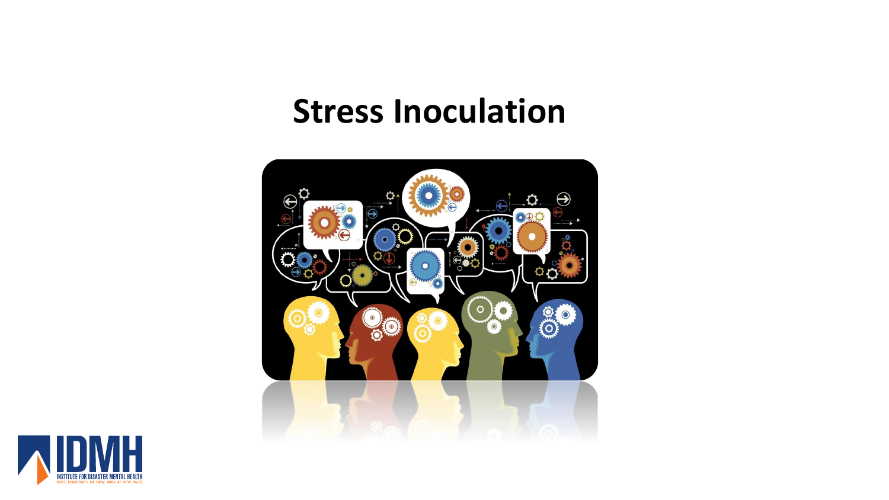# Stress Inoculation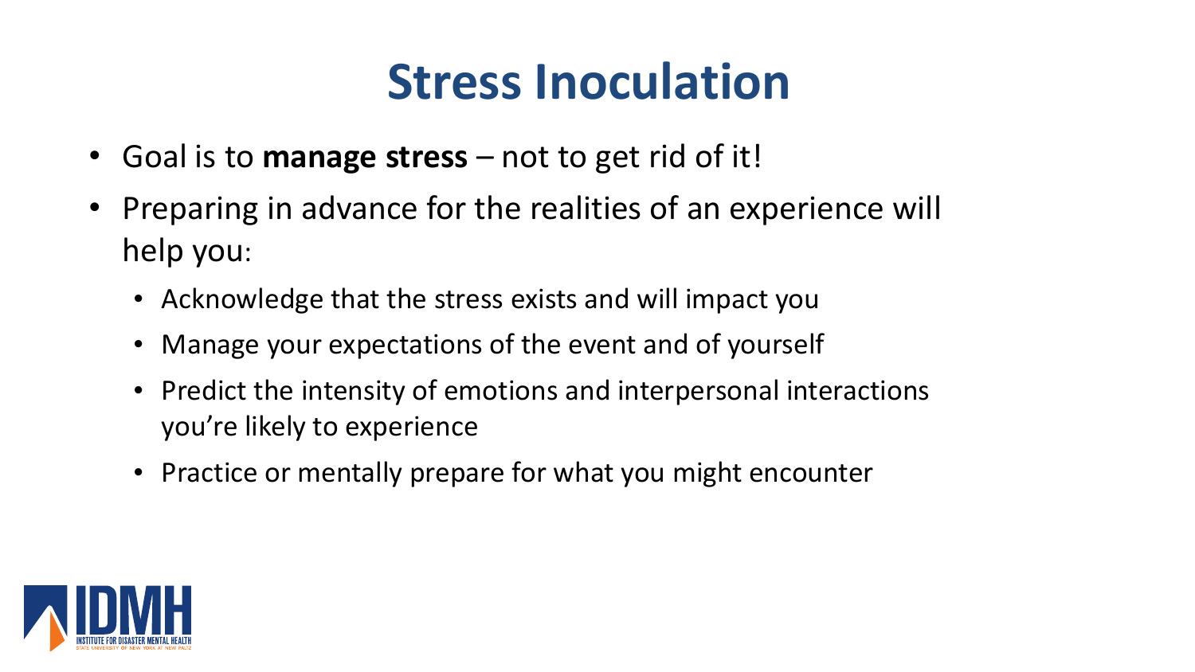# Stress Inoculation

- Goal is to **manage stress** – not to get rid of it!
- Preparing in advance for the realities of an experience will help you:
  - Acknowledge that the stress exists and will impact you
  - Manage your expectations of the event and of yourself
  - Predict the intensity of emotions and interpersonal interactions you're likely to experience
  - Practice or mentally prepare for what you might encounter

IDMH
INSTITUTE FOR DISASTER MENTAL HEALTH
STATE UNIVERSITY OF NEW YORK AT NEW PALTZ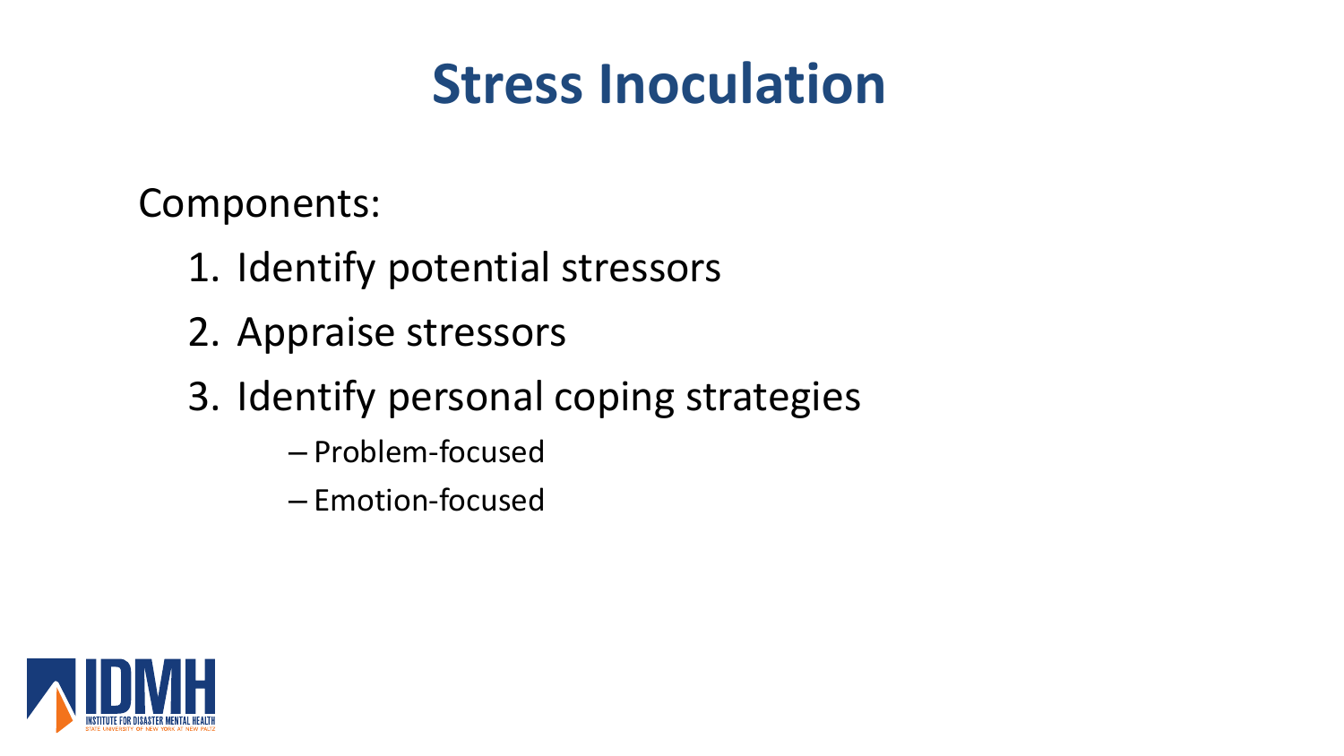# Stress Inoculation

Components:

1. Identify potential stressors
2. Appraise stressors
3. Identify personal coping strategies
   - Problem-focused
   - Emotion-focused

IDMH
INSTITUTE FOR DISASTER MENTAL HEALTH
STATE UNIVERSITY OF NEW YORK AT NEW PALTZ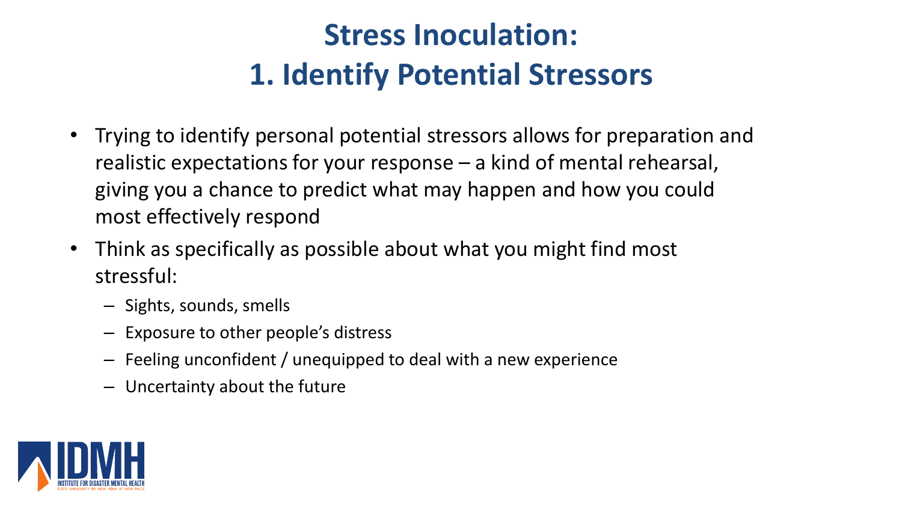# Stress Inoculation:
# 1. Identify Potential Stressors

- Trying to identify personal potential stressors allows for preparation and realistic expectations for your response – a kind of mental rehearsal, giving you a chance to predict what may happen and how you could most effectively respond
- Think as specifically as possible about what you might find most stressful:
  - Sights, sounds, smells
  - Exposure to other people's distress
  - Feeling unconfident / unequipped to deal with a new experience
  - Uncertainty about the future

IDMH
INSTITUTE FOR DISASTER MENTAL HEALTH
STATE UNIVERSITY OF NEW YORK AT NEW PALTZ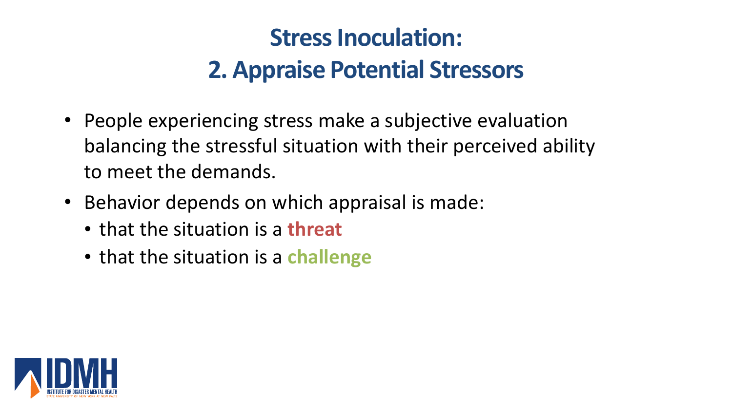# Stress Inoculation:
# 2. Appraise Potential Stressors

- People experiencing stress make a subjective evaluation balancing the stressful situation with their perceived ability to meet the demands.
- Behavior depends on which appraisal is made:
  - that the situation is a **threat**
  - that the situation is a **challenge**

IDMH
INSTITUTE FOR DISASTER MENTAL HEALTH
STATE UNIVERSITY OF NEW YORK AT NEW PALTZ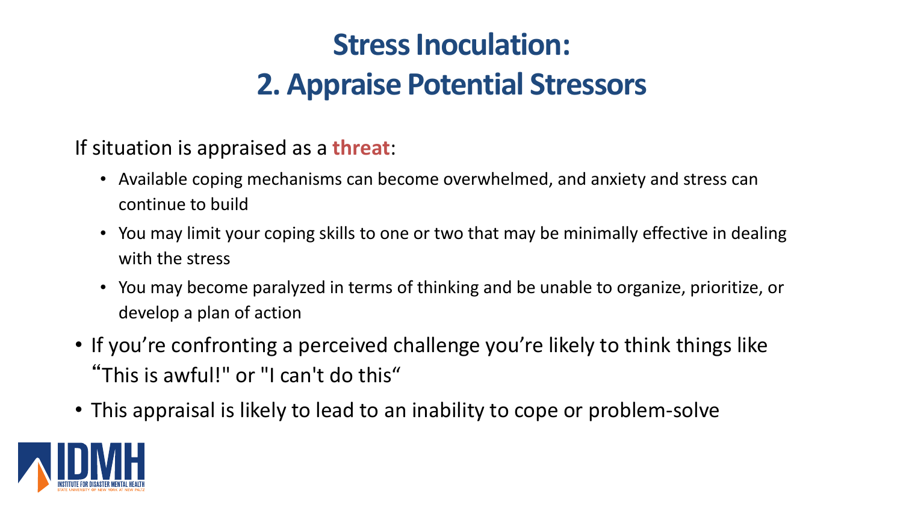# Stress Inoculation:
# 2. Appraise Potential Stressors

If situation is appraised as a **threat**:

- Available coping mechanisms can become overwhelmed, and anxiety and stress can continue to build
- You may limit your coping skills to one or two that may be minimally effective in dealing with the stress
- You may become paralyzed in terms of thinking and be unable to organize, prioritize, or develop a plan of action

- If you're confronting a perceived challenge you're likely to think things like "This is awful!" or "I can't do this"
- This appraisal is likely to lead to an inability to cope or problem-solve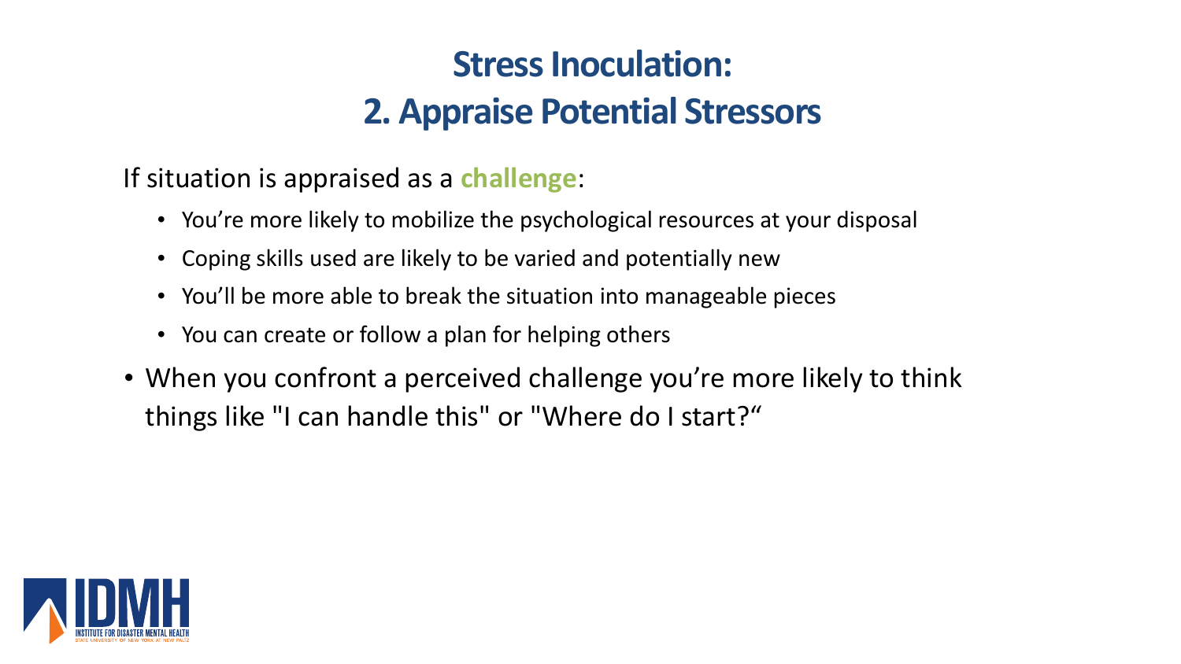# Stress Inoculation:
# 2. Appraise Potential Stressors

If situation is appraised as a **challenge**:

- You're more likely to mobilize the psychological resources at your disposal
- Coping skills used are likely to be varied and potentially new
- You'll be more able to break the situation into manageable pieces
- You can create or follow a plan for helping others

- When you confront a perceived challenge you're more likely to think things like "I can handle this" or "Where do I start?"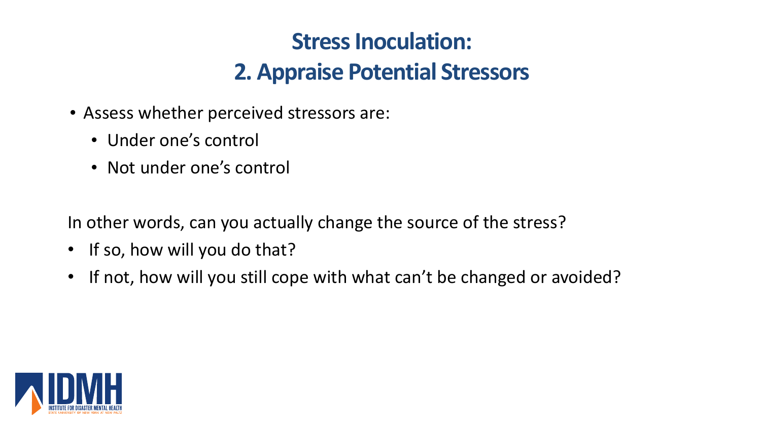# Stress Inoculation:
## 2. Appraise Potential Stressors

- Assess whether perceived stressors are:
  - Under one's control
  - Not under one's control

In other words, can you actually change the source of the stress?

- If so, how will you do that?
- If not, how will you still cope with what can't be changed or avoided?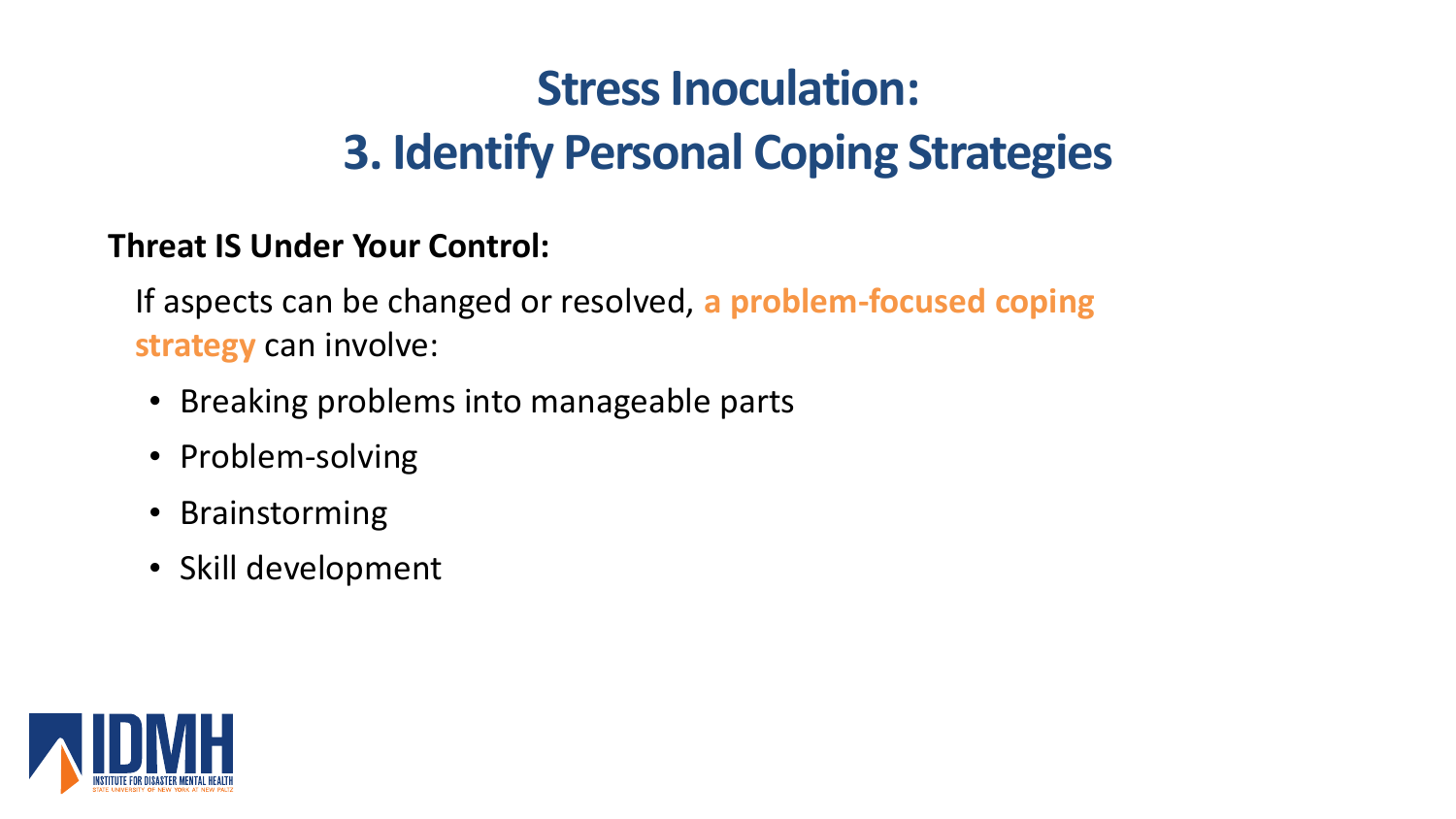# Stress Inoculation:
# 3. Identify Personal Coping Strategies

**Threat IS Under Your Control:**

If aspects can be changed or resolved, **a problem-focused coping strategy** can involve:

- Breaking problems into manageable parts
- Problem-solving
- Brainstorming
- Skill development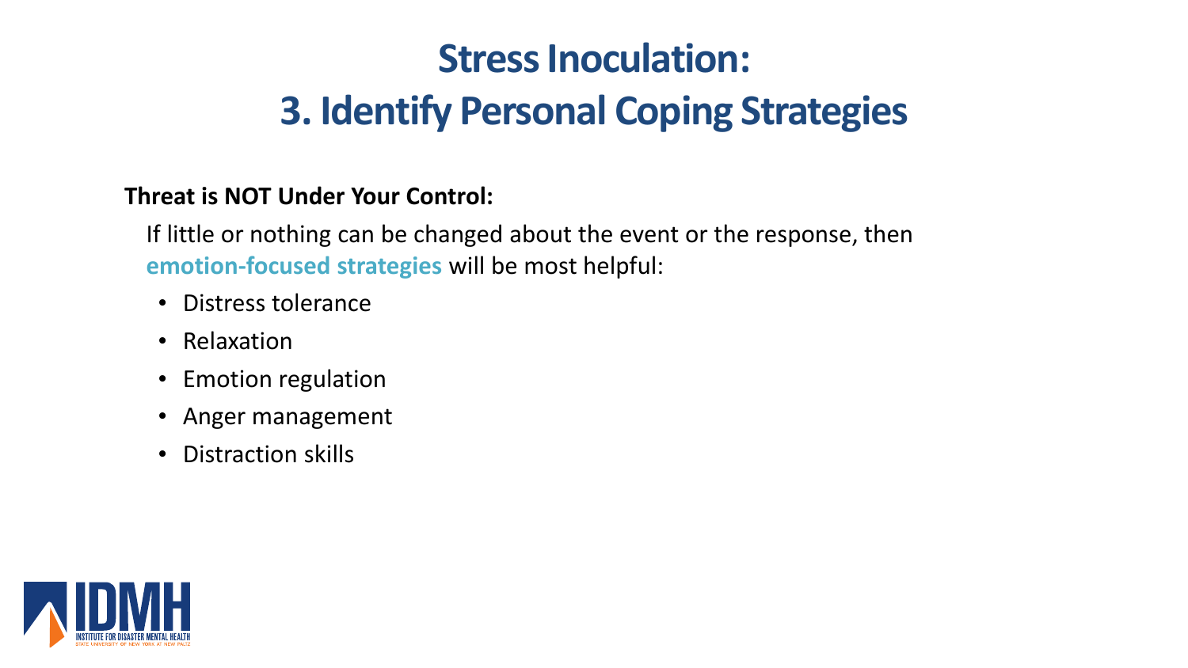# Stress Inoculation:
# 3. Identify Personal Coping Strategies

**Threat is NOT Under Your Control:**

If little or nothing can be changed about the event or the response, then **emotion-focused strategies** will be most helpful:

- Distress tolerance
- Relaxation
- Emotion regulation
- Anger management
- Distraction skills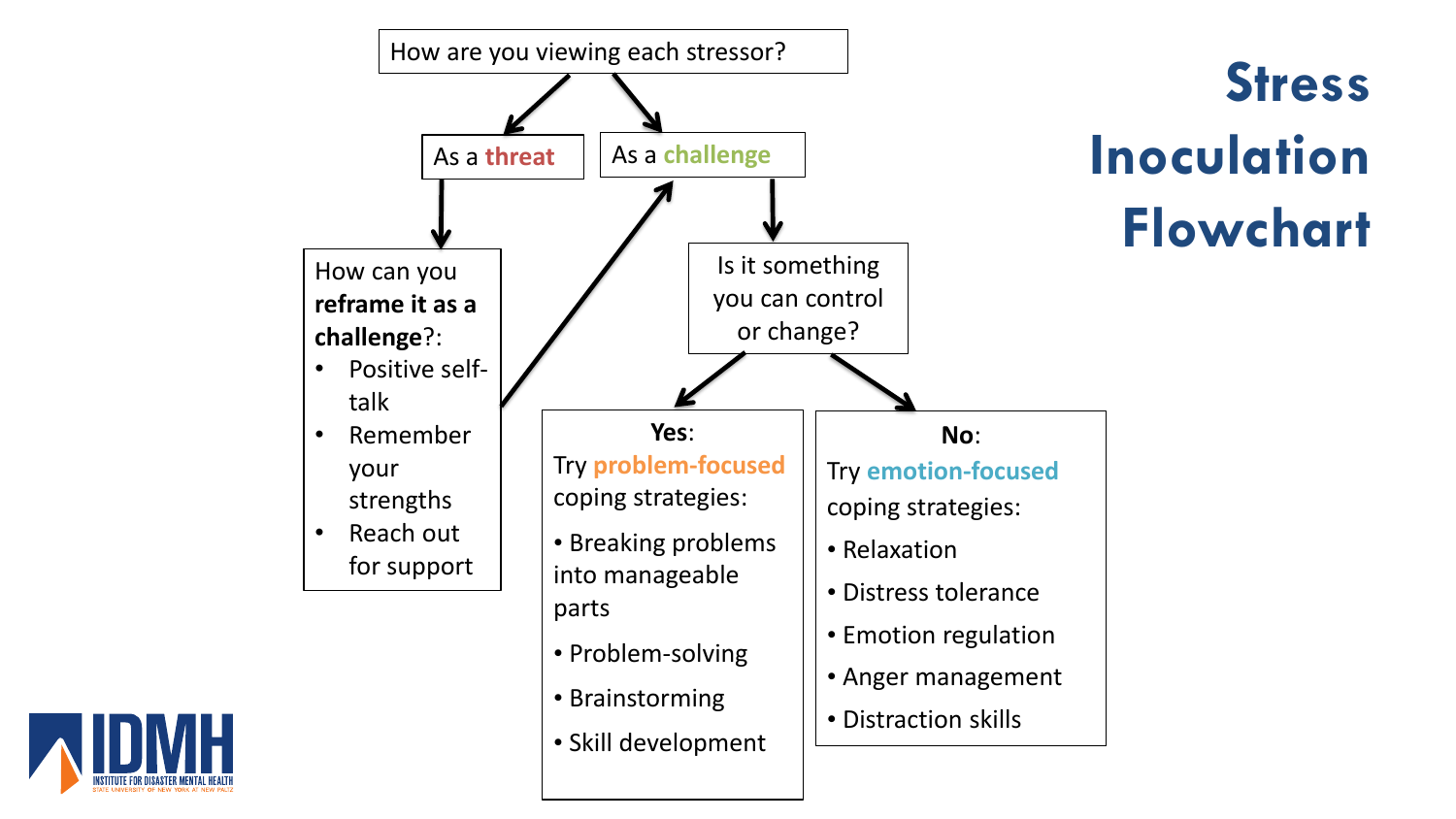# Stress Inoculation Flowchart

How are you viewing each stressor?

- As a **threat**
  - How can you **reframe it as a challenge**?:
    - Positive self-talk
    - Remember your strengths
    - Reach out for support
  - → As a challenge
- As a **challenge**
  - Is it something you can control or change?
    - **Yes**: Try **problem-focused** coping strategies:
      - Breaking problems into manageable parts
      - Problem-solving
      - Brainstorming
      - Skill development
    - **No**: Try **emotion-focused** coping strategies:
      - Relaxation
      - Distress tolerance
      - Emotion regulation
      - Anger management
      - Distraction skills

IDMH
INSTITUTE FOR DISASTER MENTAL HEALTH
STATE UNIVERSITY OF NEW YORK AT NEW PALTZ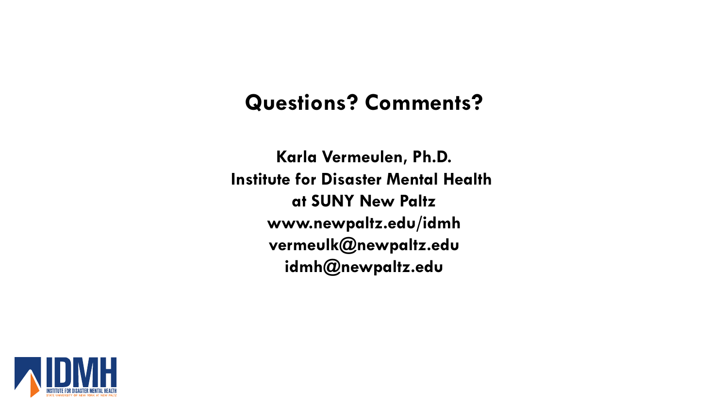# Questions? Comments?

**Karla Vermeulen, Ph.D.**
**Institute for Disaster Mental Health**
**at SUNY New Paltz**
**www.newpaltz.edu/idmh**
**vermeulk@newpaltz.edu**
**idmh@newpaltz.edu**

IDMH
INSTITUTE FOR DISASTER MENTAL HEALTH
STATE UNIVERSITY OF NEW YORK AT NEW PALTZ